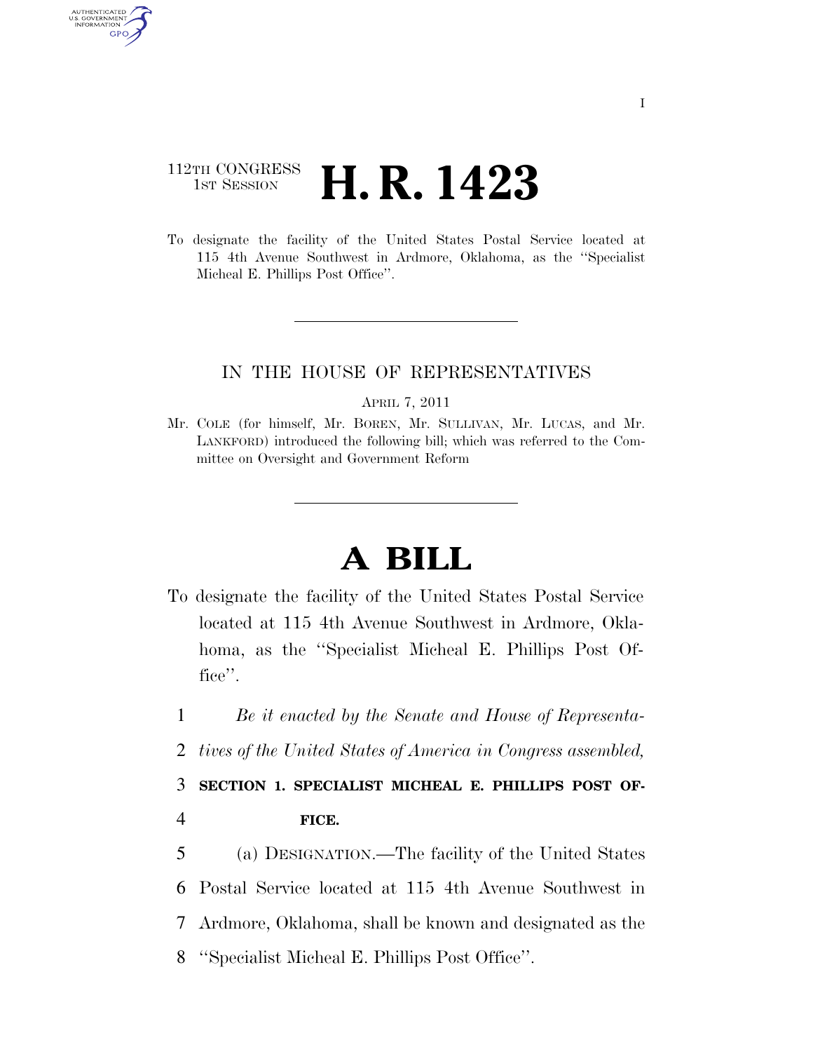112TH CONGRESS
1ST SESSION

# H. R. 1423

To designate the facility of the United States Postal Service located at 115 4th Avenue Southwest in Ardmore, Oklahoma, as the ''Specialist Micheal E. Phillips Post Office''.

---

IN THE HOUSE OF REPRESENTATIVES

APRIL 7, 2011

Mr. COLE (for himself, Mr. BOREN, Mr. SULLIVAN, Mr. LUCAS, and Mr. LANKFORD) introduced the following bill; which was referred to the Committee on Oversight and Government Reform

---

# A BILL

To designate the facility of the United States Postal Service located at 115 4th Avenue Southwest in Ardmore, Oklahoma, as the ''Specialist Micheal E. Phillips Post Office''.

1 *Be it enacted by the Senate and House of Representa-*
2 *tives of the United States of America in Congress assembled,*

3 **SECTION 1. SPECIALIST MICHEAL E. PHILLIPS POST OF-**
4 **FICE.**

5 (a) DESIGNATION.—The facility of the United States
6 Postal Service located at 115 4th Avenue Southwest in
7 Ardmore, Oklahoma, shall be known and designated as the
8 ''Specialist Micheal E. Phillips Post Office''.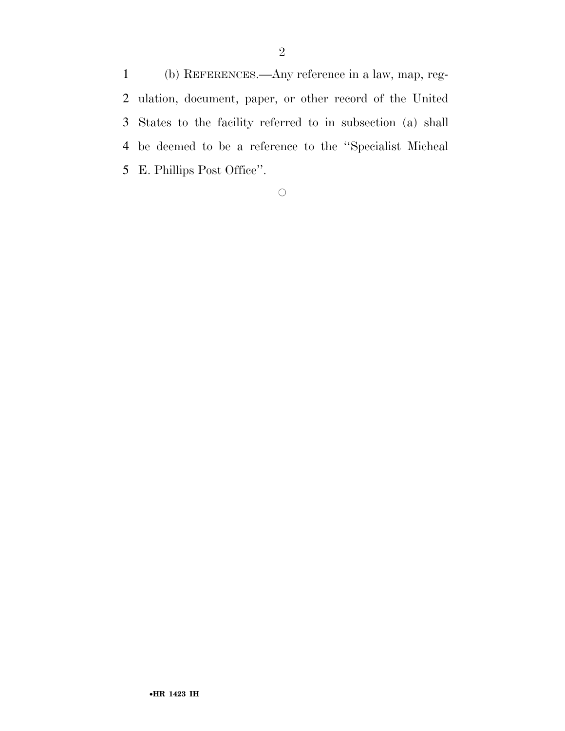(b) REFERENCES.—Any reference in a law, map, regulation, document, paper, or other record of the United States to the facility referred to in subsection (a) shall be deemed to be a reference to the ''Specialist Micheal E. Phillips Post Office''.

○